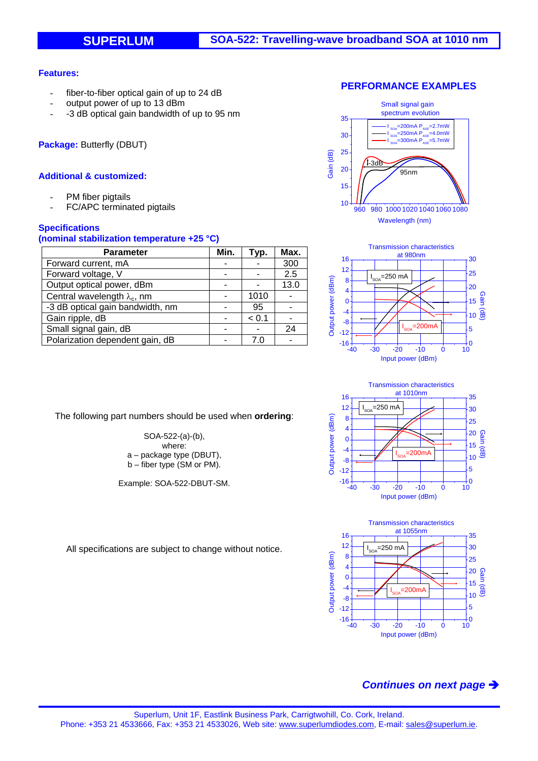# SUPERLUM — SOA-522: Travelling-wave broadband SOA at 1010 nm

**Features:**

- fiber-to-fiber optical gain of up to 24 dB
- output power of up to 13 dBm
- -3 dB optical gain bandwidth of up to 95 nm

**Package:** Butterfly (DBUT)

**Additional & customized:**

- PM fiber pigtails
- FC/APC terminated pigtails

**Specifications**
**(nominal stabilization temperature +25 °C)**

| Parameter | Min. | Typ. | Max. |
|---|---|---|---|
| Forward current, mA | - | - | 300 |
| Forward voltage, V | - | - | 2.5 |
| Output optical power, dBm | - | - | 13.0 |
| Central wavelength $\lambda_c$, nm | - | 1010 | - |
| -3 dB optical gain bandwidth, nm | - | 95 | - |
| Gain ripple, dB | - | < 0.1 | - |
| Small signal gain, dB | - | - | 24 |
| Polarization dependent gain, dB | - | 7.0 | - |

## PERFORMANCE EXAMPLES

Small signal gain spectrum evolution

Transmission characteristics at 980nm

Transmission characteristics at 1010nm

Transmission characteristics at 1055nm

The following part numbers should be used when **ordering**:

SOA-522-(a)-(b),
where:
a – package type (DBUT),
b – fiber type (SM or PM).

Example: SOA-522-DBUT-SM.

All specifications are subject to change without notice.

***Continues on next page ➔***

Superlum, Unit 1F, Eastlink Business Park, Carrigtwohill, Co. Cork, Ireland.
Phone: +353 21 4533666, Fax: +353 21 4533026, Web site: www.superlumdiodes.com, E-mail: sales@superlum.ie.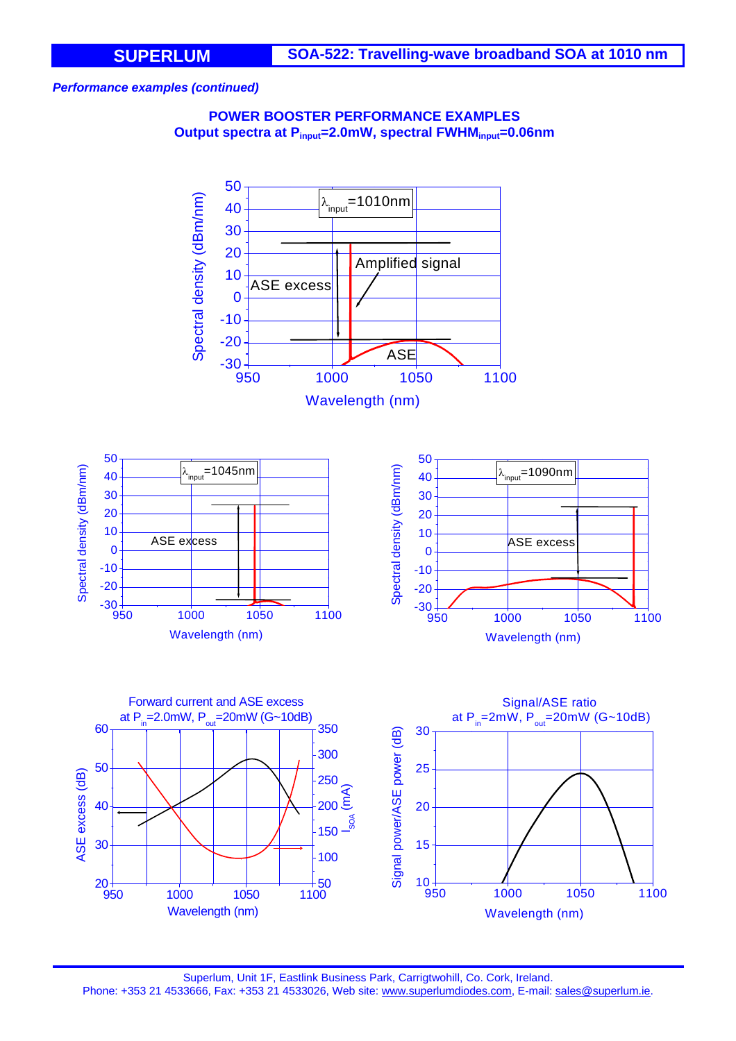*Performance examples (continued)*

**POWER BOOSTER PERFORMANCE EXAMPLES**
**Output spectra at $P_{input}$=2.0mW, spectral $FWHM_{input}$=0.06nm**

$\lambda_{input}$=1010nm
Amplified signal
ASE excess
ASE
Spectral density (dBm/nm)
50 40 30 20 10 0 -10 -20 -30
950 1000 1050 1100
Wavelength (nm)

$\lambda_{input}$=1045nm
ASE excess
Spectral density (dBm/nm)
50 40 30 20 10 0 -10 -20 -30
950 1000 1050 1100
Wavelength (nm)

$\lambda_{input}$=1090nm
ASE excess
Spectral density (dBm/nm)
50 40 30 20 10 0 -10 -20 -30
950 1000 1050 1100
Wavelength (nm)

Forward current and ASE excess
at $P_{in}$=2.0mW, $P_{out}$=20mW (G~10dB)
ASE excess (dB)
60 50 40 30 20
$I_{SOA}$ (mA)
350 300 250 200 150 100 50
950 1000 1050 1100
Wavelength (nm)

Signal/ASE ratio
at $P_{in}$=2mW, $P_{out}$=20mW (G~10dB)
Signal power/ASE power (dB)
30 25 20 15 10
950 1000 1050 1100
Wavelength (nm)